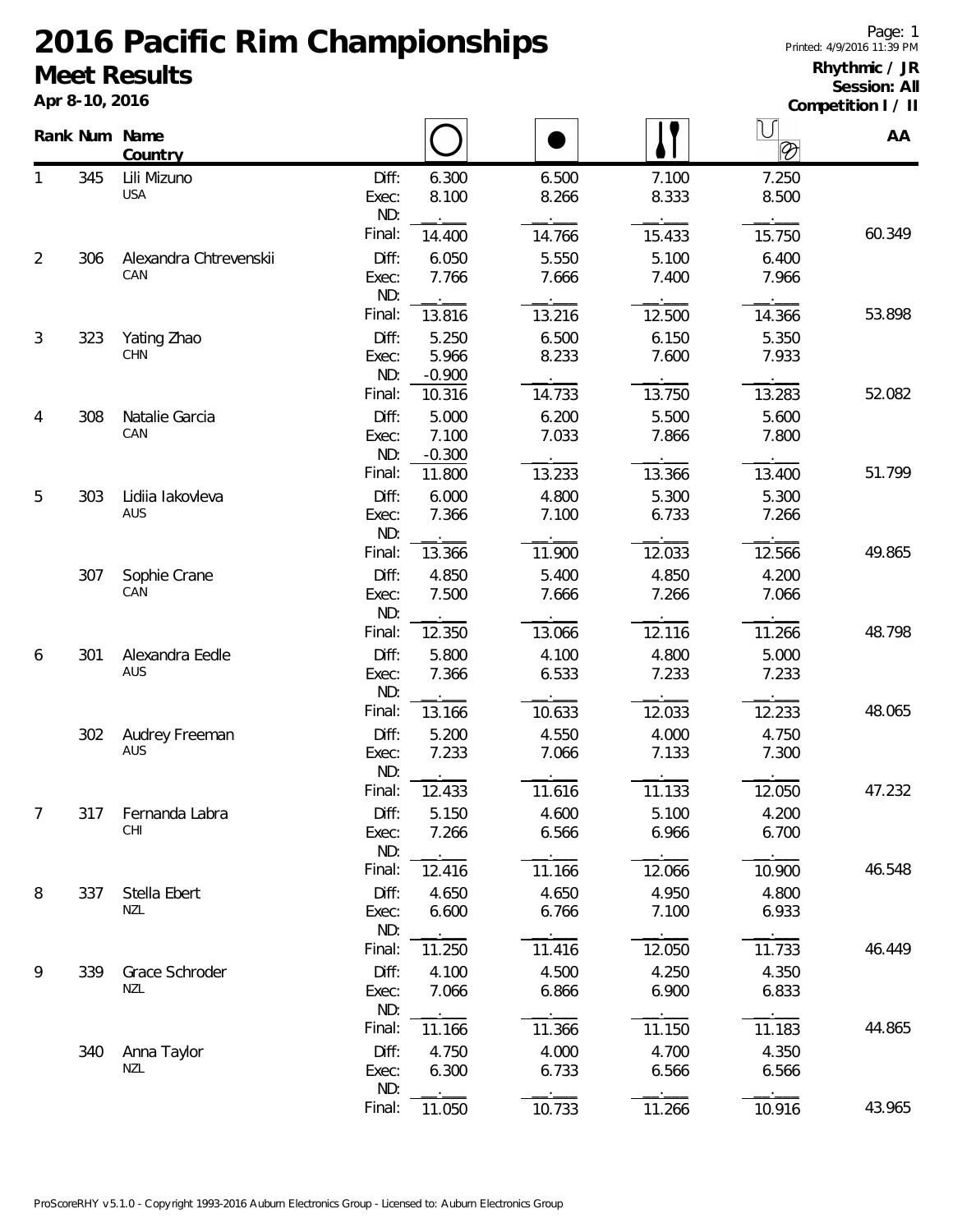# 2016 Pacific Rim Championships

## Meet Results

**Apr 8-10, 2016**

**Rhythmic / JR**
**Session: All**
**Competition I / II**

| Rank | Num | Name / Country | | Hoop | Ball | Clubs | Ribbon | AA |
|---|---|---|---|---|---|---|---|---|
| 1 | 345 | Lili Mizuno / USA | Diff: | 6.300 | 6.500 | 7.100 | 7.250 | |
| | | | Exec: | 8.100 | 8.266 | 8.333 | 8.500 | |
| | | | ND: | | | | | |
| | | | Final: | 14.400 | 14.766 | 15.433 | 15.750 | 60.349 |
| 2 | 306 | Alexandra Chtrevenskii / CAN | Diff: | 6.050 | 5.550 | 5.100 | 6.400 | |
| | | | Exec: | 7.766 | 7.666 | 7.400 | 7.966 | |
| | | | ND: | | | | | |
| | | | Final: | 13.816 | 13.216 | 12.500 | 14.366 | 53.898 |
| 3 | 323 | Yating Zhao / CHN | Diff: | 5.250 | 6.500 | 6.150 | 5.350 | |
| | | | Exec: | 5.966 | 8.233 | 7.600 | 7.933 | |
| | | | ND: | -0.900 | | | | |
| | | | Final: | 10.316 | 14.733 | 13.750 | 13.283 | 52.082 |
| 4 | 308 | Natalie Garcia / CAN | Diff: | 5.000 | 6.200 | 5.500 | 5.600 | |
| | | | Exec: | 7.100 | 7.033 | 7.866 | 7.800 | |
| | | | ND: | -0.300 | | | | |
| | | | Final: | 11.800 | 13.233 | 13.366 | 13.400 | 51.799 |
| 5 | 303 | Lidiia Iakovleva / AUS | Diff: | 6.000 | 4.800 | 5.300 | 5.300 | |
| | | | Exec: | 7.366 | 7.100 | 6.733 | 7.266 | |
| | | | ND: | | | | | |
| | | | Final: | 13.366 | 11.900 | 12.033 | 12.566 | 49.865 |
| | 307 | Sophie Crane / CAN | Diff: | 4.850 | 5.400 | 4.850 | 4.200 | |
| | | | Exec: | 7.500 | 7.666 | 7.266 | 7.066 | |
| | | | ND: | | | | | |
| | | | Final: | 12.350 | 13.066 | 12.116 | 11.266 | 48.798 |
| 6 | 301 | Alexandra Eedle / AUS | Diff: | 5.800 | 4.100 | 4.800 | 5.000 | |
| | | | Exec: | 7.366 | 6.533 | 7.233 | 7.233 | |
| | | | ND: | | | | | |
| | | | Final: | 13.166 | 10.633 | 12.033 | 12.233 | 48.065 |
| | 302 | Audrey Freeman / AUS | Diff: | 5.200 | 4.550 | 4.000 | 4.750 | |
| | | | Exec: | 7.233 | 7.066 | 7.133 | 7.300 | |
| | | | ND: | | | | | |
| | | | Final: | 12.433 | 11.616 | 11.133 | 12.050 | 47.232 |
| 7 | 317 | Fernanda Labra / CHI | Diff: | 5.150 | 4.600 | 5.100 | 4.200 | |
| | | | Exec: | 7.266 | 6.566 | 6.966 | 6.700 | |
| | | | ND: | | | | | |
| | | | Final: | 12.416 | 11.166 | 12.066 | 10.900 | 46.548 |
| 8 | 337 | Stella Ebert / NZL | Diff: | 4.650 | 4.650 | 4.950 | 4.800 | |
| | | | Exec: | 6.600 | 6.766 | 7.100 | 6.933 | |
| | | | ND: | | | | | |
| | | | Final: | 11.250 | 11.416 | 12.050 | 11.733 | 46.449 |
| 9 | 339 | Grace Schroder / NZL | Diff: | 4.100 | 4.500 | 4.250 | 4.350 | |
| | | | Exec: | 7.066 | 6.866 | 6.900 | 6.833 | |
| | | | ND: | | | | | |
| | | | Final: | 11.166 | 11.366 | 11.150 | 11.183 | 44.865 |
| | 340 | Anna Taylor / NZL | Diff: | 4.750 | 4.000 | 4.700 | 4.350 | |
| | | | Exec: | 6.300 | 6.733 | 6.566 | 6.566 | |
| | | | ND: | | | | | |
| | | | Final: | 11.050 | 10.733 | 11.266 | 10.916 | 43.965 |

ProScoreRHY v5.1.0 - Copyright 1993-2016 Auburn Electronics Group - Licensed to: Auburn Electronics Group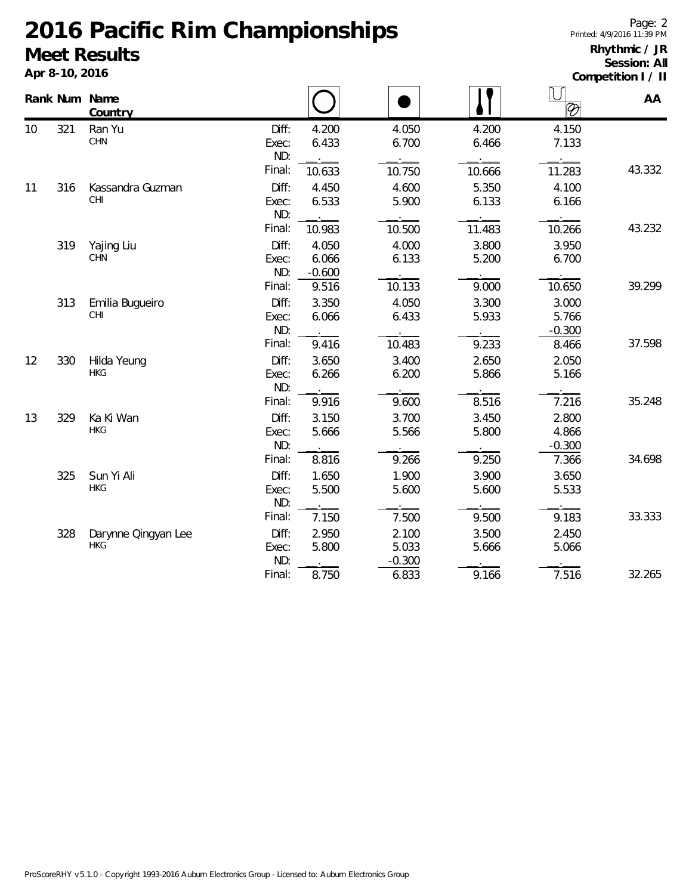# 2016 Pacific Rim Championships

## Meet Results

**Apr 8-10, 2016**

Printed: 4/9/2016 11:39 PM

**Rhythmic / JR**
**Session: All**
**Competition I / II**

| Rank | Num | Name / Country | | Hoop | Ball | Clubs | Ribbon | AA |
|---|---|---|---|---|---|---|---|---|
| 10 | 321 | Ran Yu | Diff: | 4.200 | 4.050 | 4.200 | 4.150 | |
| | | CHN | Exec: | 6.433 | 6.700 | 6.466 | 7.133 | |
| | | | ND: | | | | | |
| | | | Final: | 10.633 | 10.750 | 10.666 | 11.283 | 43.332 |
| 11 | 316 | Kassandra Guzman | Diff: | 4.450 | 4.600 | 5.350 | 4.100 | |
| | | CHI | Exec: | 6.533 | 5.900 | 6.133 | 6.166 | |
| | | | ND: | | | | | |
| | | | Final: | 10.983 | 10.500 | 11.483 | 10.266 | 43.232 |
| | 319 | Yajing Liu | Diff: | 4.050 | 4.000 | 3.800 | 3.950 | |
| | | CHN | Exec: | 6.066 | 6.133 | 5.200 | 6.700 | |
| | | | ND: | -0.600 | | | | |
| | | | Final: | 9.516 | 10.133 | 9.000 | 10.650 | 39.299 |
| | 313 | Emilia Bugueiro | Diff: | 3.350 | 4.050 | 3.300 | 3.000 | |
| | | CHI | Exec: | 6.066 | 6.433 | 5.933 | 5.766 | |
| | | | ND: | | | | -0.300 | |
| | | | Final: | 9.416 | 10.483 | 9.233 | 8.466 | 37.598 |
| 12 | 330 | Hilda Yeung | Diff: | 3.650 | 3.400 | 2.650 | 2.050 | |
| | | HKG | Exec: | 6.266 | 6.200 | 5.866 | 5.166 | |
| | | | ND: | | | | | |
| | | | Final: | 9.916 | 9.600 | 8.516 | 7.216 | 35.248 |
| 13 | 329 | Ka Ki Wan | Diff: | 3.150 | 3.700 | 3.450 | 2.800 | |
| | | HKG | Exec: | 5.666 | 5.566 | 5.800 | 4.866 | |
| | | | ND: | | | | -0.300 | |
| | | | Final: | 8.816 | 9.266 | 9.250 | 7.366 | 34.698 |
| | 325 | Sun Yi Ali | Diff: | 1.650 | 1.900 | 3.900 | 3.650 | |
| | | HKG | Exec: | 5.500 | 5.600 | 5.600 | 5.533 | |
| | | | ND: | | | | | |
| | | | Final: | 7.150 | 7.500 | 9.500 | 9.183 | 33.333 |
| | 328 | Darynne Qingyan Lee | Diff: | 2.950 | 2.100 | 3.500 | 2.450 | |
| | | HKG | Exec: | 5.800 | 5.033 | 5.666 | 5.066 | |
| | | | ND: | | -0.300 | | | |
| | | | Final: | 8.750 | 6.833 | 9.166 | 7.516 | 32.265 |

ProScoreRHY v5.1.0 - Copyright 1993-2016 Auburn Electronics Group - Licensed to: Auburn Electronics Group